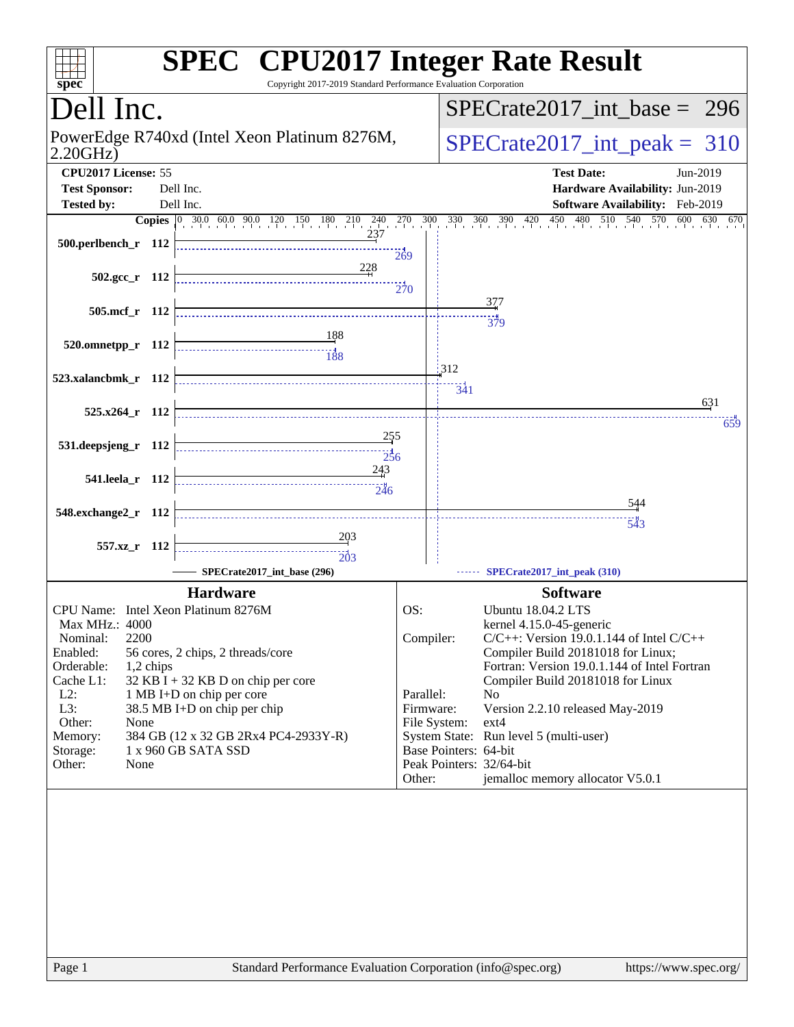# SPEC CPU2017 Integer Rate Result

Copyright 2017-2019 Standard Performance Evaluation Corporation

## Dell Inc.

PowerEdge R740xd (Intel Xeon Platinum 8276M, 2.20GHz)

SPECrate2017_int_base = 296

SPECrate2017_int_peak = 310

| | | | |
|---|---|---|---|
| **CPU2017 License:** | 55 | **Test Date:** | Jun-2019 |
| **Test Sponsor:** | Dell Inc. | **Hardware Availability:** | Jun-2019 |
| **Tested by:** | Dell Inc. | **Software Availability:** | Feb-2019 |

| Benchmark | Copies | Base | Peak |
|---|---|---|---|
| 500.perlbench_r | 112 | 237 | 269 |
| 502.gcc_r | 112 | 228 | 270 |
| 505.mcf_r | 112 | 377 | 379 |
| 520.omnetpp_r | 112 | 188 | 188 |
| 523.xalancbmk_r | 112 | 312 | 341 |
| 525.x264_r | 112 | 631 | 659 |
| 531.deepsjeng_r | 112 | 255 | 256 |
| 541.leela_r | 112 | 243 | 246 |
| 548.exchange2_r | 112 | 544 | 543 |
| 557.xz_r | 112 | 203 | 203 |

SPECrate2017_int_base (296) ------ SPECrate2017_int_peak (310)

### Hardware

| | |
|---|---|
| CPU Name: | Intel Xeon Platinum 8276M |
| Max MHz.: | 4000 |
| Nominal: | 2200 |
| Enabled: | 56 cores, 2 chips, 2 threads/core |
| Orderable: | 1,2 chips |
| Cache L1: | 32 KB I + 32 KB D on chip per core |
| L2: | 1 MB I+D on chip per core |
| L3: | 38.5 MB I+D on chip per chip |
| Other: | None |
| Memory: | 384 GB (12 x 32 GB 2Rx4 PC4-2933Y-R) |
| Storage: | 1 x 960 GB SATA SSD |
| Other: | None |

### Software

| | |
|---|---|
| OS: | Ubuntu 18.04.2 LTS<br>kernel 4.15.0-45-generic |
| Compiler: | C/C++: Version 19.0.1.144 of Intel C/C++ Compiler Build 20181018 for Linux;<br>Fortran: Version 19.0.1.144 of Intel Fortran Compiler Build 20181018 for Linux |
| Parallel: | No |
| Firmware: | Version 2.2.10 released May-2019 |
| File System: | ext4 |
| System State: | Run level 5 (multi-user) |
| Base Pointers: | 64-bit |
| Peak Pointers: | 32/64-bit |
| Other: | jemalloc memory allocator V5.0.1 |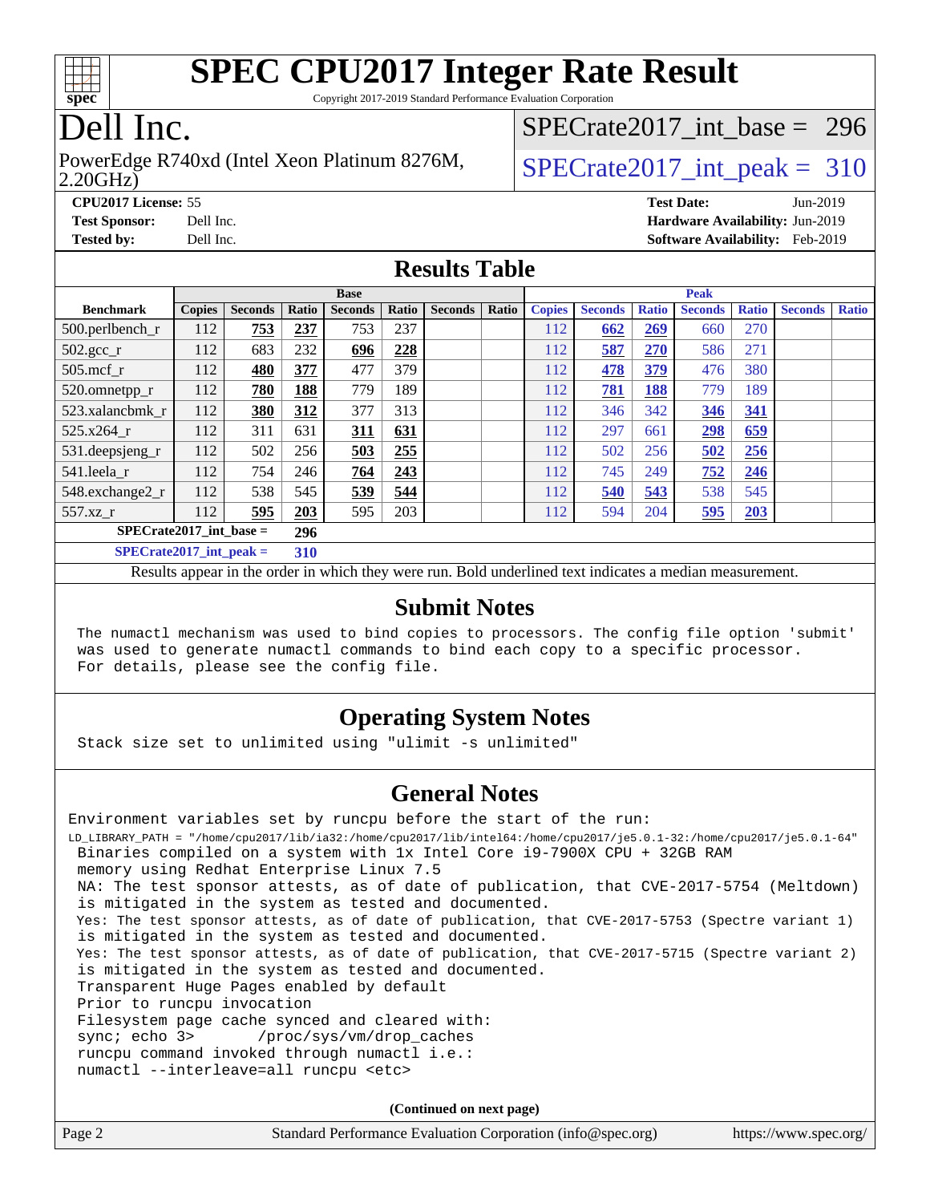# SPEC CPU2017 Integer Rate Result

Copyright 2017-2019 Standard Performance Evaluation Corporation

# Dell Inc.

PowerEdge R740xd (Intel Xeon Platinum 8276M, 2.20GHz)

SPECrate2017_int_base = 296

SPECrate2017_int_peak = 310

**CPU2017 License:** 55
**Test Sponsor:** Dell Inc.
**Tested by:** Dell Inc.

**Test Date:** Jun-2019
**Hardware Availability:** Jun-2019
**Software Availability:** Feb-2019

## Results Table

| Benchmark | Base | | | | | | | Peak | | | | | | |
|---|---|---|---|---|---|---|---|---|---|---|---|---|---|---|
| | Copies | Seconds | Ratio | Seconds | Ratio | Seconds | Ratio | Copies | Seconds | Ratio | Seconds | Ratio | Seconds | Ratio |
| 500.perlbench_r | 112 | **753** | **237** | 753 | 237 | | | 112 | **662** | **269** | 660 | 270 | | |
| 502.gcc_r | 112 | 683 | 232 | **696** | **228** | | | 112 | **587** | **270** | 586 | 271 | | |
| 505.mcf_r | 112 | **480** | **377** | 477 | 379 | | | 112 | **478** | **379** | 476 | 380 | | |
| 520.omnetpp_r | 112 | **780** | **188** | 779 | 189 | | | 112 | **781** | **188** | 779 | 189 | | |
| 523.xalancbmk_r | 112 | **380** | **312** | 377 | 313 | | | 112 | 346 | 342 | **346** | **341** | | |
| 525.x264_r | 112 | 311 | 631 | **311** | **631** | | | 112 | 297 | 661 | **298** | **659** | | |
| 531.deepsjeng_r | 112 | 502 | 256 | **503** | **255** | | | 112 | 502 | 256 | **502** | **256** | | |
| 541.leela_r | 112 | 754 | 246 | **764** | **243** | | | 112 | 745 | 249 | **752** | **246** | | |
| 548.exchange2_r | 112 | 538 | 545 | **539** | **544** | | | 112 | **540** | **543** | 538 | 545 | | |
| 557.xz_r | 112 | **595** | **203** | 595 | 203 | | | 112 | 594 | 204 | **595** | **203** | | |

**SPECrate2017_int_base = 296**

**SPECrate2017_int_peak = 310**

Results appear in the order in which they were run. Bold underlined text indicates a median measurement.

## Submit Notes

```
The numactl mechanism was used to bind copies to processors. The config file option 'submit'
was used to generate numactl commands to bind each copy to a specific processor.
For details, please see the config file.
```

## Operating System Notes

```
Stack size set to unlimited using "ulimit -s unlimited"
```

## General Notes

```
Environment variables set by runcpu before the start of the run:
LD_LIBRARY_PATH = "/home/cpu2017/lib/ia32:/home/cpu2017/lib/intel64:/home/cpu2017/je5.0.1-32:/home/cpu2017/je5.0.1-64"
 Binaries compiled on a system with 1x Intel Core i9-7900X CPU + 32GB RAM
 memory using Redhat Enterprise Linux 7.5
 NA: The test sponsor attests, as of date of publication, that CVE-2017-5754 (Meltdown)
 is mitigated in the system as tested and documented.
 Yes: The test sponsor attests, as of date of publication, that CVE-2017-5753 (Spectre variant 1)
 is mitigated in the system as tested and documented.
 Yes: The test sponsor attests, as of date of publication, that CVE-2017-5715 (Spectre variant 2)
 is mitigated in the system as tested and documented.
 Transparent Huge Pages enabled by default
 Prior to runcpu invocation
 Filesystem page cache synced and cleared with:
 sync; echo 3>       /proc/sys/vm/drop_caches
 runcpu command invoked through numactl i.e.:
 numactl --interleave=all runcpu <etc>
```

**(Continued on next page)**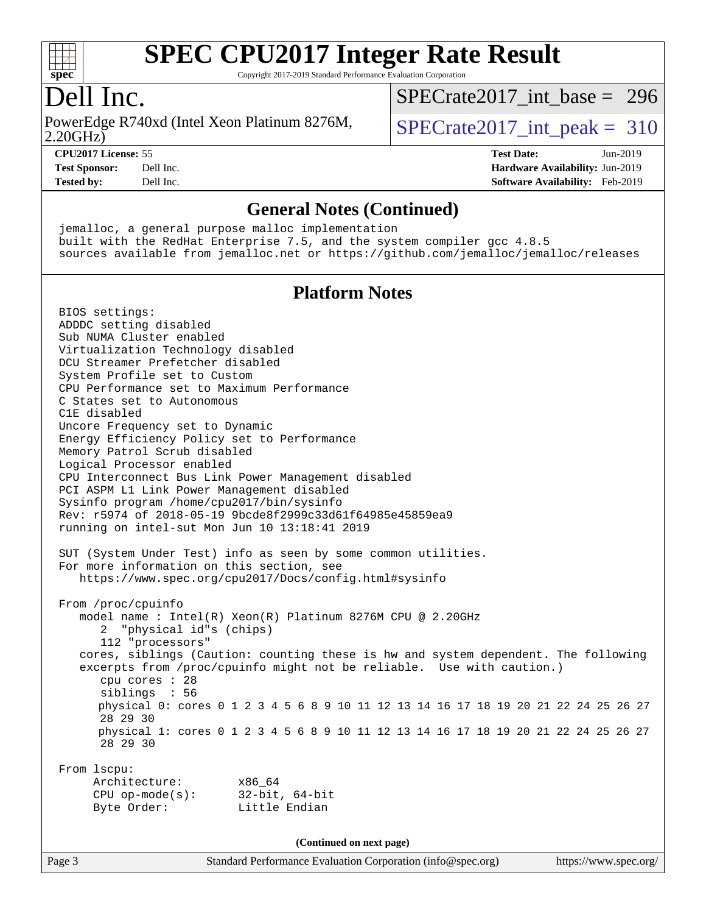# SPEC CPU2017 Integer Rate Result

Copyright 2017-2019 Standard Performance Evaluation Corporation

## Dell Inc.

PowerEdge R740xd (Intel Xeon Platinum 8276M, 2.20GHz)

SPECrate2017_int_base = 296

SPECrate2017_int_peak = 310

| | | | |
|---|---|---|---|
| **CPU2017 License:** | 55 | **Test Date:** | Jun-2019 |
| **Test Sponsor:** | Dell Inc. | **Hardware Availability:** | Jun-2019 |
| **Tested by:** | Dell Inc. | **Software Availability:** | Feb-2019 |

### General Notes (Continued)

```
jemalloc, a general purpose malloc implementation
built with the RedHat Enterprise 7.5, and the system compiler gcc 4.8.5
sources available from jemalloc.net or https://github.com/jemalloc/jemalloc/releases
```

### Platform Notes

```
BIOS settings:
ADDDC setting disabled
Sub NUMA Cluster enabled
Virtualization Technology disabled
DCU Streamer Prefetcher disabled
System Profile set to Custom
CPU Performance set to Maximum Performance
C States set to Autonomous
C1E disabled
Uncore Frequency set to Dynamic
Energy Efficiency Policy set to Performance
Memory Patrol Scrub disabled
Logical Processor enabled
CPU Interconnect Bus Link Power Management disabled
PCI ASPM L1 Link Power Management disabled
Sysinfo program /home/cpu2017/bin/sysinfo
Rev: r5974 of 2018-05-19 9bcde8f2999c33d61f64985e45859ea9
running on intel-sut Mon Jun 10 13:18:41 2019

SUT (System Under Test) info as seen by some common utilities.
For more information on this section, see
   https://www.spec.org/cpu2017/Docs/config.html#sysinfo

From /proc/cpuinfo
   model name : Intel(R) Xeon(R) Platinum 8276M CPU @ 2.20GHz
      2  "physical id"s (chips)
      112 "processors"
   cores, siblings (Caution: counting these is hw and system dependent. The following
   excerpts from /proc/cpuinfo might not be reliable.  Use with caution.)
      cpu cores : 28
      siblings  : 56
      physical 0: cores 0 1 2 3 4 5 6 8 9 10 11 12 13 14 16 17 18 19 20 21 22 24 25 26 27
      28 29 30
      physical 1: cores 0 1 2 3 4 5 6 8 9 10 11 12 13 14 16 17 18 19 20 21 22 24 25 26 27
      28 29 30

From lscpu:
     Architecture:        x86_64
     CPU op-mode(s):      32-bit, 64-bit
     Byte Order:          Little Endian
```

(Continued on next page)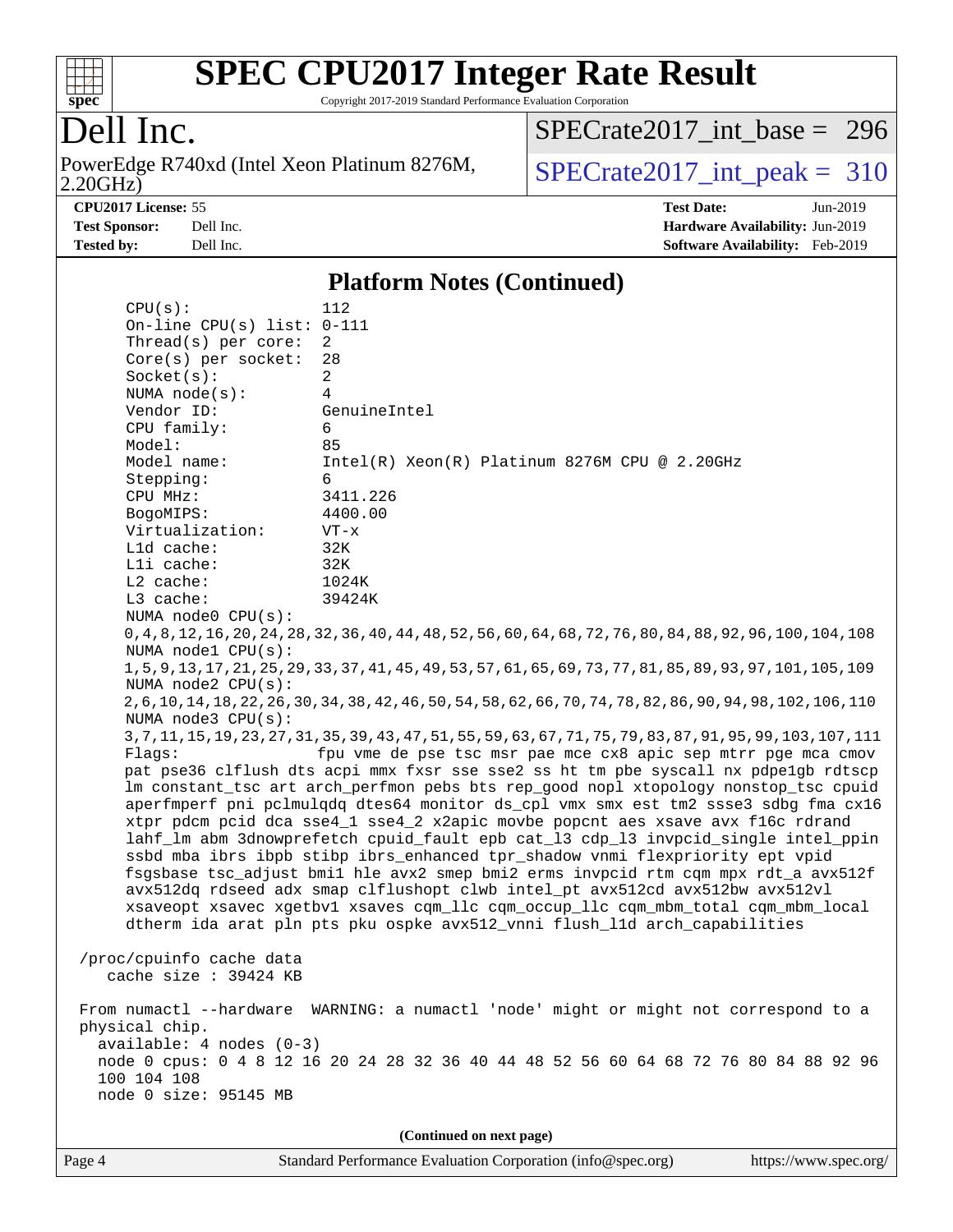## Platform Notes (Continued)

```
    CPU(s):                112
    On-line CPU(s) list:   0-111
    Thread(s) per core:    2
    Core(s) per socket:    28
    Socket(s):             2
    NUMA node(s):          4
    Vendor ID:             GenuineIntel
    CPU family:            6
    Model:                 85
    Model name:            Intel(R) Xeon(R) Platinum 8276M CPU @ 2.20GHz
    Stepping:              6
    CPU MHz:               3411.226
    BogoMIPS:              4400.00
    Virtualization:        VT-x
    L1d cache:             32K
    L1i cache:             32K
    L2 cache:              1024K
    L3 cache:              39424K
    NUMA node0 CPU(s):
    0,4,8,12,16,20,24,28,32,36,40,44,48,52,56,60,64,68,72,76,80,84,88,92,96,100,104,108
    NUMA node1 CPU(s):
    1,5,9,13,17,21,25,29,33,37,41,45,49,53,57,61,65,69,73,77,81,85,89,93,97,101,105,109
    NUMA node2 CPU(s):
    2,6,10,14,18,22,26,30,34,38,42,46,50,54,58,62,66,70,74,78,82,86,90,94,98,102,106,110
    NUMA node3 CPU(s):
    3,7,11,15,19,23,27,31,35,39,43,47,51,55,59,63,67,71,75,79,83,87,91,95,99,103,107,111
    Flags:                 fpu vme de pse tsc msr pae mce cx8 apic sep mtrr pge mca cmov
    pat pse36 clflush dts acpi mmx fxsr sse sse2 ss ht tm pbe syscall nx pdpe1gb rdtscp
    lm constant_tsc art arch_perfmon pebs bts rep_good nopl xtopology nonstop_tsc cpuid
    aperfmperf pni pclmulqdq dtes64 monitor ds_cpl vmx smx est tm2 ssse3 sdbg fma cx16
    xtpr pdcm pcid dca sse4_1 sse4_2 x2apic movbe popcnt aes xsave avx f16c rdrand
    lahf_lm abm 3dnowprefetch cpuid_fault epb cat_l3 cdp_l3 invpcid_single intel_ppin
    ssbd mba ibrs ibpb stibp ibrs_enhanced tpr_shadow vnmi flexpriority ept vpid
    fsgsbase tsc_adjust bmi1 hle avx2 smep bmi2 erms invpcid rtm cqm mpx rdt_a avx512f
    avx512dq rdseed adx smap clflushopt clwb intel_pt avx512cd avx512bw avx512vl
    xsaveopt xsavec xgetbv1 xsaves cqm_llc cqm_occup_llc cqm_mbm_total cqm_mbm_local
    dtherm ida arat pln pts pku ospke avx512_vnni flush_l1d arch_capabilities

 /proc/cpuinfo cache data
    cache size : 39424 KB

 From numactl --hardware  WARNING: a numactl 'node' might or might not correspond to a
 physical chip.
   available: 4 nodes (0-3)
   node 0 cpus: 0 4 8 12 16 20 24 28 32 36 40 44 48 52 56 60 64 68 72 76 80 84 88 92 96
   100 104 108
   node 0 size: 95145 MB
```

(Continued on next page)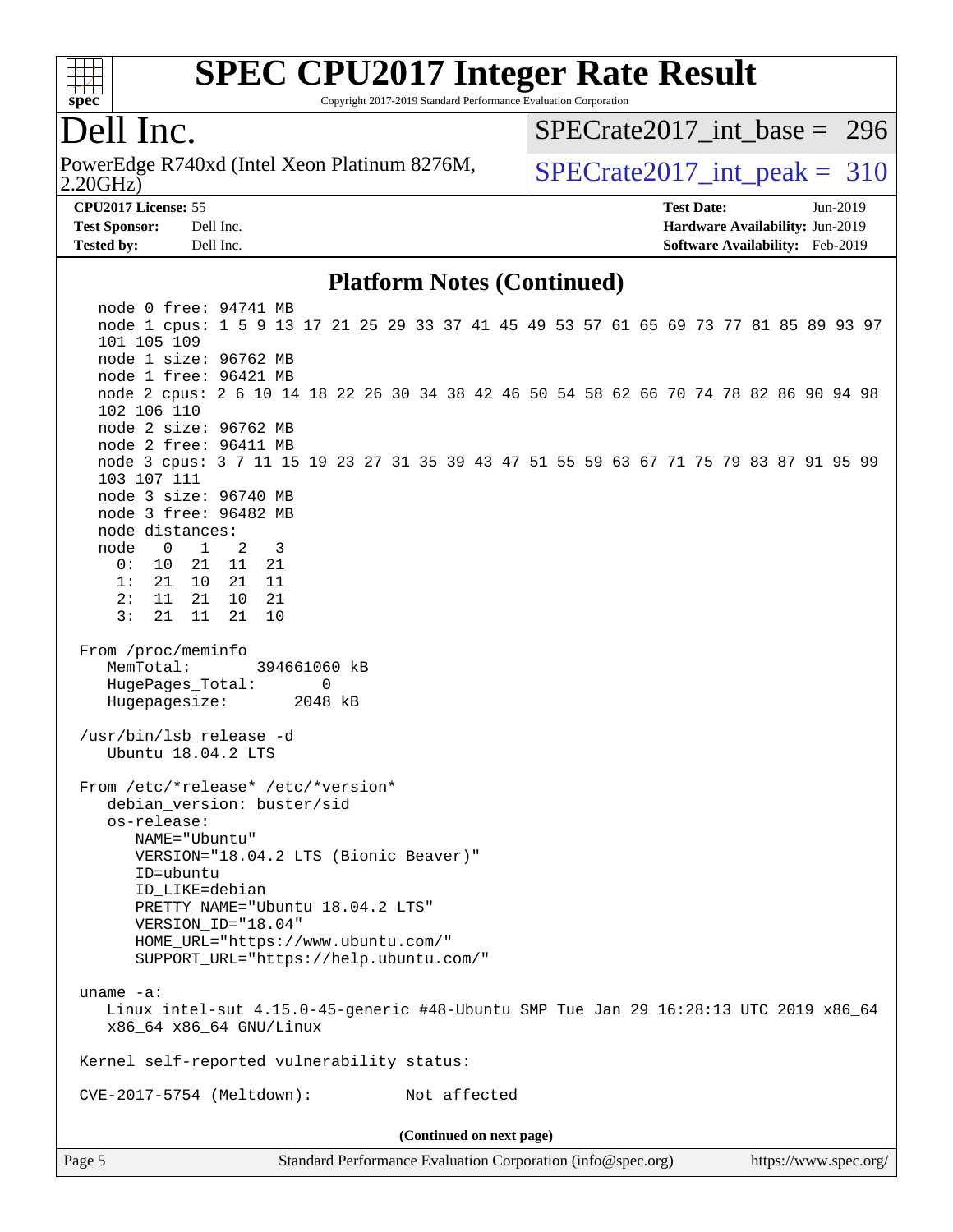# SPEC CPU2017 Integer Rate Result

Copyright 2017-2019 Standard Performance Evaluation Corporation

## Dell Inc.

PowerEdge R740xd (Intel Xeon Platinum 8276M, 2.20GHz)

SPECrate2017_int_base = 296

SPECrate2017_int_peak = 310

**CPU2017 License:** 55
**Test Sponsor:** Dell Inc.
**Tested by:** Dell Inc.

**Test Date:** Jun-2019
**Hardware Availability:** Jun-2019
**Software Availability:** Feb-2019

### Platform Notes (Continued)

```
   node 0 free: 94741 MB
   node 1 cpus: 1 5 9 13 17 21 25 29 33 37 41 45 49 53 57 61 65 69 73 77 81 85 89 93 97
   101 105 109
   node 1 size: 96762 MB
   node 1 free: 96421 MB
   node 2 cpus: 2 6 10 14 18 22 26 30 34 38 42 46 50 54 58 62 66 70 74 78 82 86 90 94 98
   102 106 110
   node 2 size: 96762 MB
   node 2 free: 96411 MB
   node 3 cpus: 3 7 11 15 19 23 27 31 35 39 43 47 51 55 59 63 67 71 75 79 83 87 91 95 99
   103 107 111
   node 3 size: 96740 MB
   node 3 free: 96482 MB
   node distances:
   node   0   1   2   3
     0:  10  21  11  21
     1:  21  10  21  11
     2:  11  21  10  21
     3:  21  11  21  10

 From /proc/meminfo
    MemTotal:       394661060 kB
    HugePages_Total:       0
    Hugepagesize:       2048 kB

 /usr/bin/lsb_release -d
    Ubuntu 18.04.2 LTS

 From /etc/*release* /etc/*version*
    debian_version: buster/sid
    os-release:
       NAME="Ubuntu"
       VERSION="18.04.2 LTS (Bionic Beaver)"
       ID=ubuntu
       ID_LIKE=debian
       PRETTY_NAME="Ubuntu 18.04.2 LTS"
       VERSION_ID="18.04"
       HOME_URL="https://www.ubuntu.com/"
       SUPPORT_URL="https://help.ubuntu.com/"

 uname -a:
    Linux intel-sut 4.15.0-45-generic #48-Ubuntu SMP Tue Jan 29 16:28:13 UTC 2019 x86_64
    x86_64 x86_64 GNU/Linux

 Kernel self-reported vulnerability status:

 CVE-2017-5754 (Meltdown):          Not affected
```

(Continued on next page)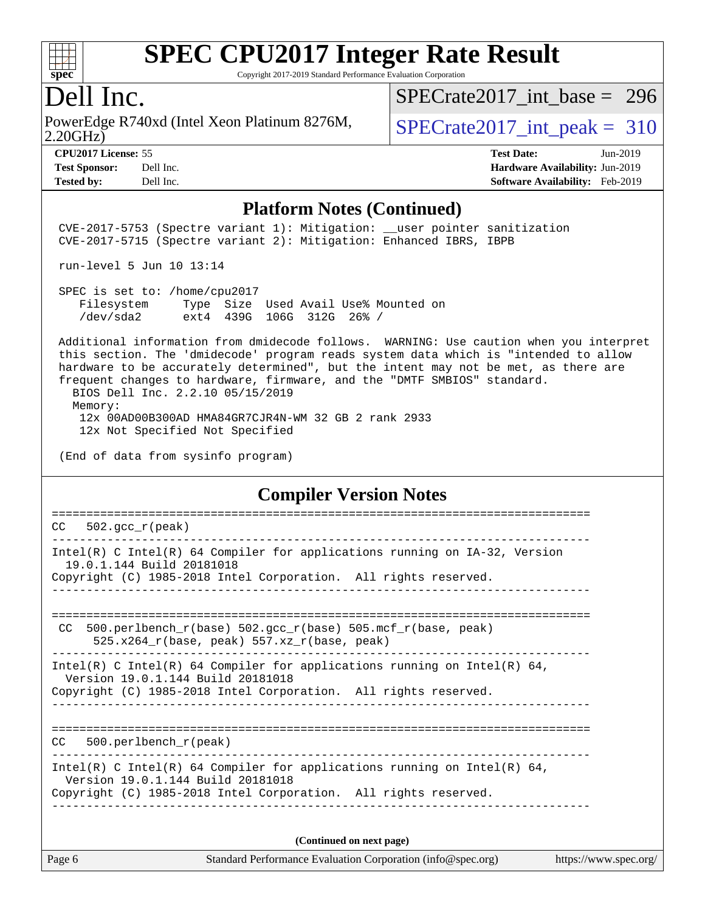## Platform Notes (Continued)

```
CVE-2017-5753 (Spectre variant 1): Mitigation: __user pointer sanitization
CVE-2017-5715 (Spectre variant 2): Mitigation: Enhanced IBRS, IBPB

run-level 5 Jun 10 13:14

SPEC is set to: /home/cpu2017
   Filesystem     Type  Size  Used Avail Use% Mounted on
   /dev/sda2      ext4  439G  106G  312G  26% /

Additional information from dmidecode follows.  WARNING: Use caution when you interpret
this section. The 'dmidecode' program reads system data which is "intended to allow
hardware to be accurately determined", but the intent may not be met, as there are
frequent changes to hardware, firmware, and the "DMTF SMBIOS" standard.
  BIOS Dell Inc. 2.2.10 05/15/2019
  Memory:
    12x 00AD00B300AD HMA84GR7CJR4N-WM 32 GB 2 rank 2933
    12x Not Specified Not Specified

(End of data from sysinfo program)
```

## Compiler Version Notes

```
==============================================================================
CC  502.gcc_r(peak)
------------------------------------------------------------------------------
Intel(R) C Intel(R) 64 Compiler for applications running on IA-32, Version
  19.0.1.144 Build 20181018
Copyright (C) 1985-2018 Intel Corporation.  All rights reserved.
------------------------------------------------------------------------------

==============================================================================
 CC  500.perlbench_r(base) 502.gcc_r(base) 505.mcf_r(base, peak)
      525.x264_r(base, peak) 557.xz_r(base, peak)
------------------------------------------------------------------------------
Intel(R) C Intel(R) 64 Compiler for applications running on Intel(R) 64,
  Version 19.0.1.144 Build 20181018
Copyright (C) 1985-2018 Intel Corporation.  All rights reserved.
------------------------------------------------------------------------------

==============================================================================
CC  500.perlbench_r(peak)
------------------------------------------------------------------------------
Intel(R) C Intel(R) 64 Compiler for applications running on Intel(R) 64,
  Version 19.0.1.144 Build 20181018
Copyright (C) 1985-2018 Intel Corporation.  All rights reserved.
------------------------------------------------------------------------------
```

(Continued on next page)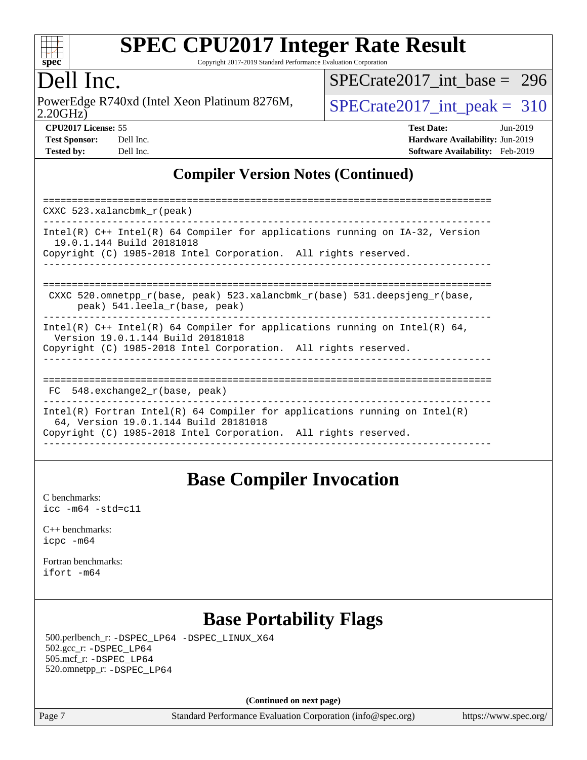## Compiler Version Notes (Continued)

```
==============================================================================
CXXC 523.xalancbmk_r(peak)
------------------------------------------------------------------------------
Intel(R) C++ Intel(R) 64 Compiler for applications running on IA-32, Version
  19.0.1.144 Build 20181018
Copyright (C) 1985-2018 Intel Corporation.  All rights reserved.
------------------------------------------------------------------------------

==============================================================================
 CXXC 520.omnetpp_r(base, peak) 523.xalancbmk_r(base) 531.deepsjeng_r(base,
      peak) 541.leela_r(base, peak)
------------------------------------------------------------------------------
Intel(R) C++ Intel(R) 64 Compiler for applications running on Intel(R) 64,
  Version 19.0.1.144 Build 20181018
Copyright (C) 1985-2018 Intel Corporation.  All rights reserved.
------------------------------------------------------------------------------

==============================================================================
 FC  548.exchange2_r(base, peak)
------------------------------------------------------------------------------
Intel(R) Fortran Intel(R) 64 Compiler for applications running on Intel(R)
  64, Version 19.0.1.144 Build 20181018
Copyright (C) 1985-2018 Intel Corporation.  All rights reserved.
------------------------------------------------------------------------------
```

## Base Compiler Invocation

C benchmarks:
icc -m64 -std=c11

C++ benchmarks:
icpc -m64

Fortran benchmarks:
ifort -m64

## Base Portability Flags

500.perlbench_r: -DSPEC_LP64 -DSPEC_LINUX_X64
502.gcc_r: -DSPEC_LP64
505.mcf_r: -DSPEC_LP64
520.omnetpp_r: -DSPEC_LP64

**(Continued on next page)**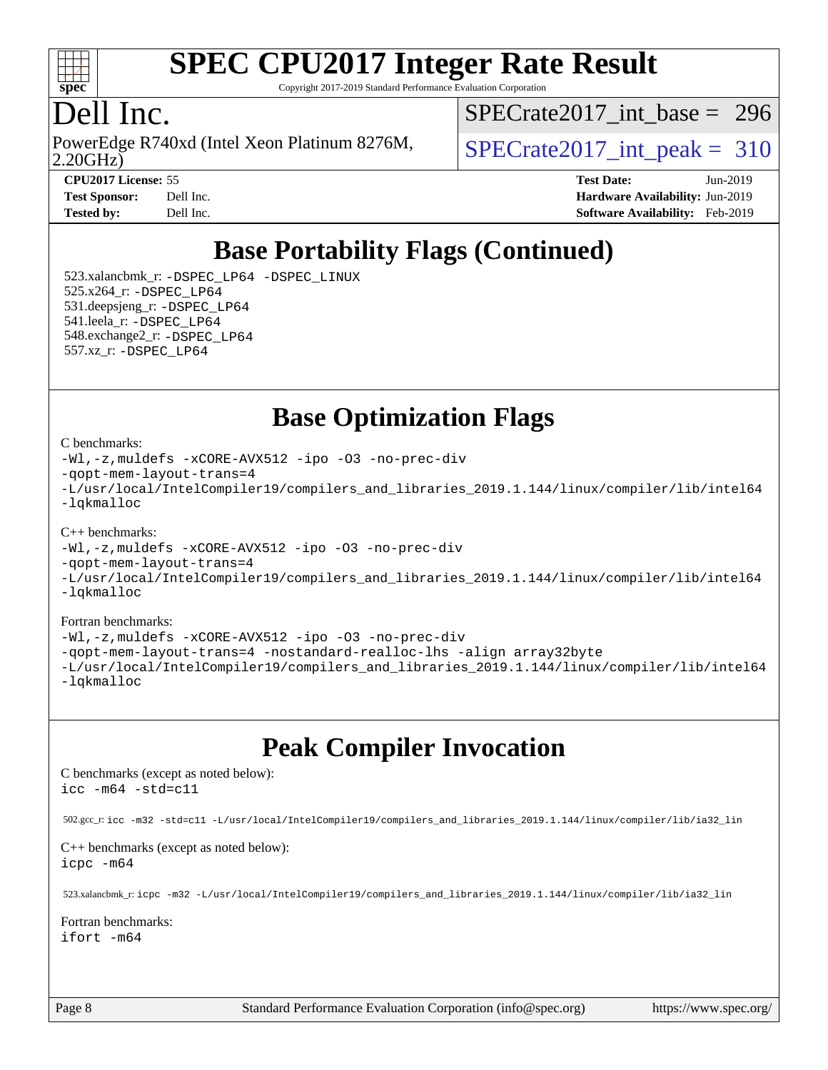# SPEC CPU2017 Integer Rate Result

Copyright 2017-2019 Standard Performance Evaluation Corporation

## Dell Inc.

PowerEdge R740xd (Intel Xeon Platinum 8276M, 2.20GHz)

SPECrate2017_int_base = 296

SPECrate2017_int_peak = 310

**CPU2017 License:** 55
**Test Sponsor:** Dell Inc.
**Tested by:** Dell Inc.

**Test Date:** Jun-2019
**Hardware Availability:** Jun-2019
**Software Availability:** Feb-2019

## Base Portability Flags (Continued)

523.xalancbmk_r: `-DSPEC_LP64 -DSPEC_LINUX`
525.x264_r: `-DSPEC_LP64`
531.deepsjeng_r: `-DSPEC_LP64`
541.leela_r: `-DSPEC_LP64`
548.exchange2_r: `-DSPEC_LP64`
557.xz_r: `-DSPEC_LP64`

## Base Optimization Flags

C benchmarks:

```
-Wl,-z,muldefs -xCORE-AVX512 -ipo -O3 -no-prec-div
-qopt-mem-layout-trans=4
-L/usr/local/IntelCompiler19/compilers_and_libraries_2019.1.144/linux/compiler/lib/intel64
-lqkmalloc
```

C++ benchmarks:

```
-Wl,-z,muldefs -xCORE-AVX512 -ipo -O3 -no-prec-div
-qopt-mem-layout-trans=4
-L/usr/local/IntelCompiler19/compilers_and_libraries_2019.1.144/linux/compiler/lib/intel64
-lqkmalloc
```

Fortran benchmarks:

```
-Wl,-z,muldefs -xCORE-AVX512 -ipo -O3 -no-prec-div
-qopt-mem-layout-trans=4 -nostandard-realloc-lhs -align array32byte
-L/usr/local/IntelCompiler19/compilers_and_libraries_2019.1.144/linux/compiler/lib/intel64
-lqkmalloc
```

## Peak Compiler Invocation

C benchmarks (except as noted below):
`icc -m64 -std=c11`

502.gcc_r: `icc -m32 -std=c11 -L/usr/local/IntelCompiler19/compilers_and_libraries_2019.1.144/linux/compiler/lib/ia32_lin`

C++ benchmarks (except as noted below):
`icpc -m64`

523.xalancbmk_r: `icpc -m32 -L/usr/local/IntelCompiler19/compilers_and_libraries_2019.1.144/linux/compiler/lib/ia32_lin`

Fortran benchmarks:
`ifort -m64`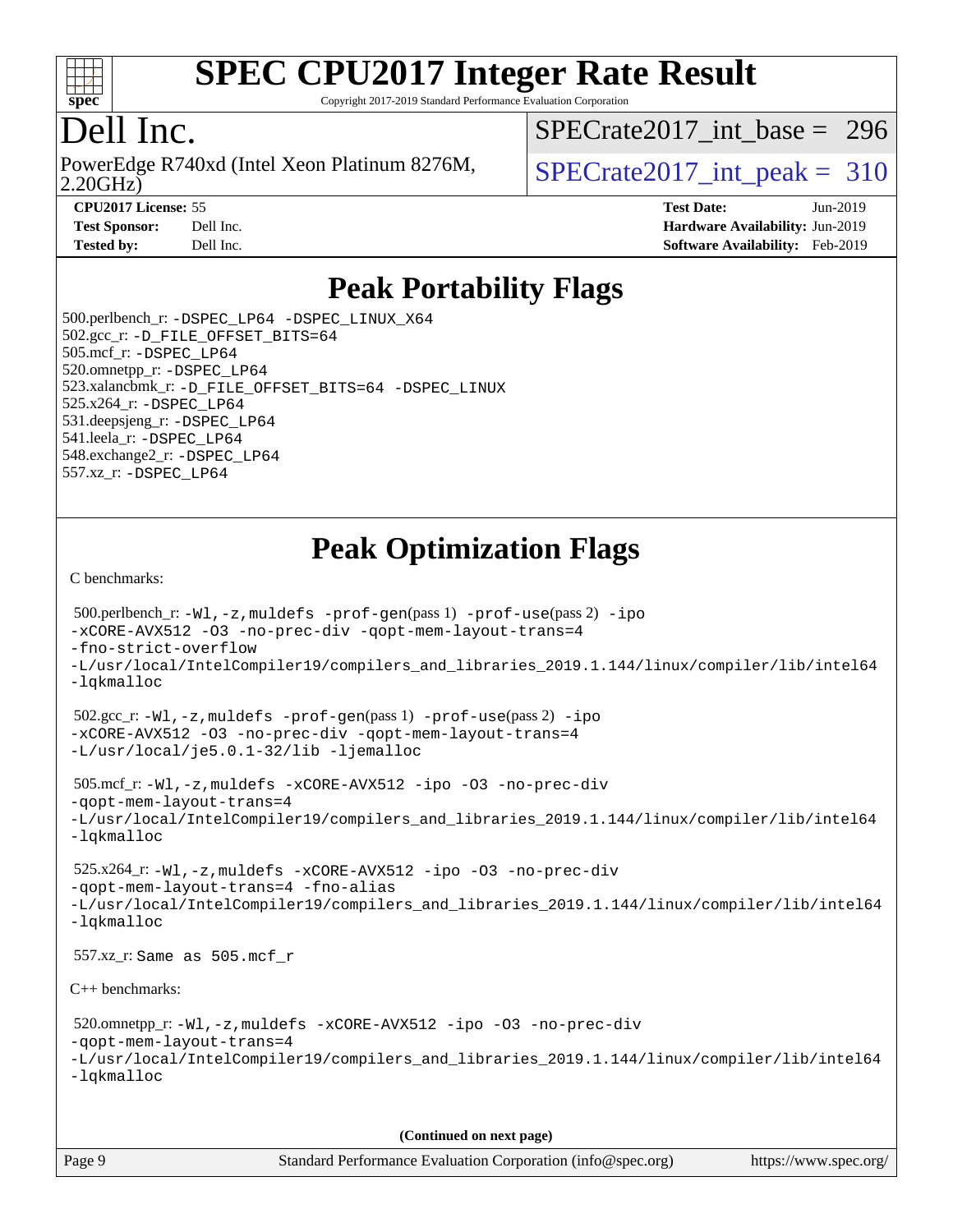# SPEC CPU2017 Integer Rate Result

Copyright 2017-2019 Standard Performance Evaluation Corporation

## Dell Inc.

PowerEdge R740xd (Intel Xeon Platinum 8276M, 2.20GHz)

SPECrate2017_int_base = 296

SPECrate2017_int_peak = 310

| | | | |
|---|---|---|---|
| **CPU2017 License:** | 55 | **Test Date:** | Jun-2019 |
| **Test Sponsor:** | Dell Inc. | **Hardware Availability:** | Jun-2019 |
| **Tested by:** | Dell Inc. | **Software Availability:** | Feb-2019 |

## Peak Portability Flags

500.perlbench_r: -DSPEC_LP64 -DSPEC_LINUX_X64
502.gcc_r: -D_FILE_OFFSET_BITS=64
505.mcf_r: -DSPEC_LP64
520.omnetpp_r: -DSPEC_LP64
523.xalancbmk_r: -D_FILE_OFFSET_BITS=64 -DSPEC_LINUX
525.x264_r: -DSPEC_LP64
531.deepsjeng_r: -DSPEC_LP64
541.leela_r: -DSPEC_LP64
548.exchange2_r: -DSPEC_LP64
557.xz_r: -DSPEC_LP64

## Peak Optimization Flags

C benchmarks:

500.perlbench_r: -Wl,-z,muldefs -prof-gen(pass 1) -prof-use(pass 2) -ipo -xCORE-AVX512 -O3 -no-prec-div -qopt-mem-layout-trans=4 -fno-strict-overflow -L/usr/local/IntelCompiler19/compilers_and_libraries_2019.1.144/linux/compiler/lib/intel64 -lqkmalloc

502.gcc_r: -Wl,-z,muldefs -prof-gen(pass 1) -prof-use(pass 2) -ipo -xCORE-AVX512 -O3 -no-prec-div -qopt-mem-layout-trans=4 -L/usr/local/je5.0.1-32/lib -ljemalloc

505.mcf_r: -Wl,-z,muldefs -xCORE-AVX512 -ipo -O3 -no-prec-div -qopt-mem-layout-trans=4 -L/usr/local/IntelCompiler19/compilers_and_libraries_2019.1.144/linux/compiler/lib/intel64 -lqkmalloc

525.x264_r: -Wl,-z,muldefs -xCORE-AVX512 -ipo -O3 -no-prec-div -qopt-mem-layout-trans=4 -fno-alias -L/usr/local/IntelCompiler19/compilers_and_libraries_2019.1.144/linux/compiler/lib/intel64 -lqkmalloc

557.xz_r: Same as 505.mcf_r

C++ benchmarks:

520.omnetpp_r: -Wl,-z,muldefs -xCORE-AVX512 -ipo -O3 -no-prec-div -qopt-mem-layout-trans=4 -L/usr/local/IntelCompiler19/compilers_and_libraries_2019.1.144/linux/compiler/lib/intel64 -lqkmalloc

(Continued on next page)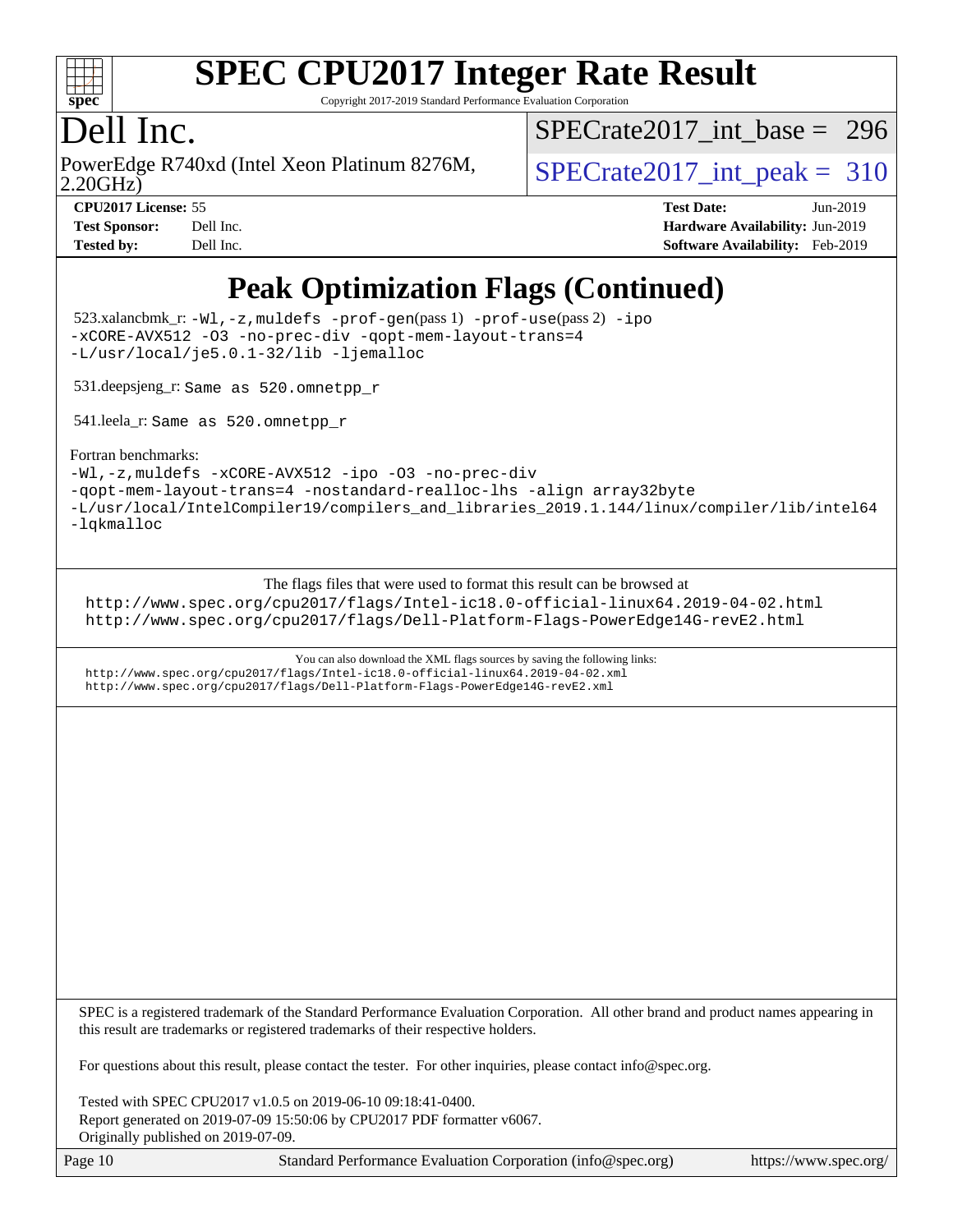# Peak Optimization Flags (Continued)

523.xalancbmk_r: `-Wl,-z,muldefs -prof-gen(pass 1) -prof-use(pass 2) -ipo -xCORE-AVX512 -O3 -no-prec-div -qopt-mem-layout-trans=4 -L/usr/local/je5.0.1-32/lib -ljemalloc`

531.deepsjeng_r: `Same as 520.omnetpp_r`

541.leela_r: `Same as 520.omnetpp_r`

Fortran benchmarks:

`-Wl,-z,muldefs -xCORE-AVX512 -ipo -O3 -no-prec-div -qopt-mem-layout-trans=4 -nostandard-realloc-lhs -align array32byte -L/usr/local/IntelCompiler19/compilers_and_libraries_2019.1.144/linux/compiler/lib/intel64 -lqkmalloc`

The flags files that were used to format this result can be browsed at

http://www.spec.org/cpu2017/flags/Intel-ic18.0-official-linux64.2019-04-02.html
http://www.spec.org/cpu2017/flags/Dell-Platform-Flags-PowerEdge14G-revE2.html

You can also download the XML flags sources by saving the following links:

http://www.spec.org/cpu2017/flags/Intel-ic18.0-official-linux64.2019-04-02.xml
http://www.spec.org/cpu2017/flags/Dell-Platform-Flags-PowerEdge14G-revE2.xml

SPEC is a registered trademark of the Standard Performance Evaluation Corporation. All other brand and product names appearing in this result are trademarks or registered trademarks of their respective holders.

For questions about this result, please contact the tester. For other inquiries, please contact info@spec.org.

Tested with SPEC CPU2017 v1.0.5 on 2019-06-10 09:18:41-0400.
Report generated on 2019-07-09 15:50:06 by CPU2017 PDF formatter v6067.
Originally published on 2019-07-09.